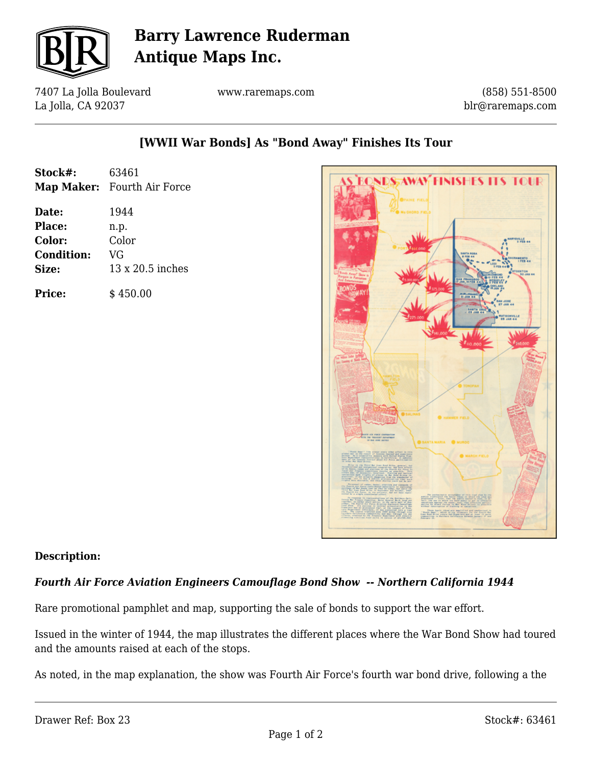# Barry Lawrence Ruderman Antique Maps Inc.

7407 La Jolla Boulevard
La Jolla, CA 92037

www.raremaps.com

(858) 551-8500
blr@raremaps.com

## [WWII War Bonds] As "Bond Away" Finishes Its Tour

| | |
|---|---|
| **Stock#:** | 63461 |
| **Map Maker:** | Fourth Air Force |
| **Date:** | 1944 |
| **Place:** | n.p. |
| **Color:** | Color |
| **Condition:** | VG |
| **Size:** | 13 x 20.5 inches |
| **Price:** | $ 450.00 |

### Description:

***Fourth Air Force Aviation Engineers Camouflage Bond Show -- Northern California 1944***

Rare promotional pamphlet and map, supporting the sale of bonds to support the war effort.

Issued in the winter of 1944, the map illustrates the different places where the War Bond Show had toured and the amounts raised at each of the stops.

As noted, in the map explanation, the show was Fourth Air Force's fourth war bond drive, following a the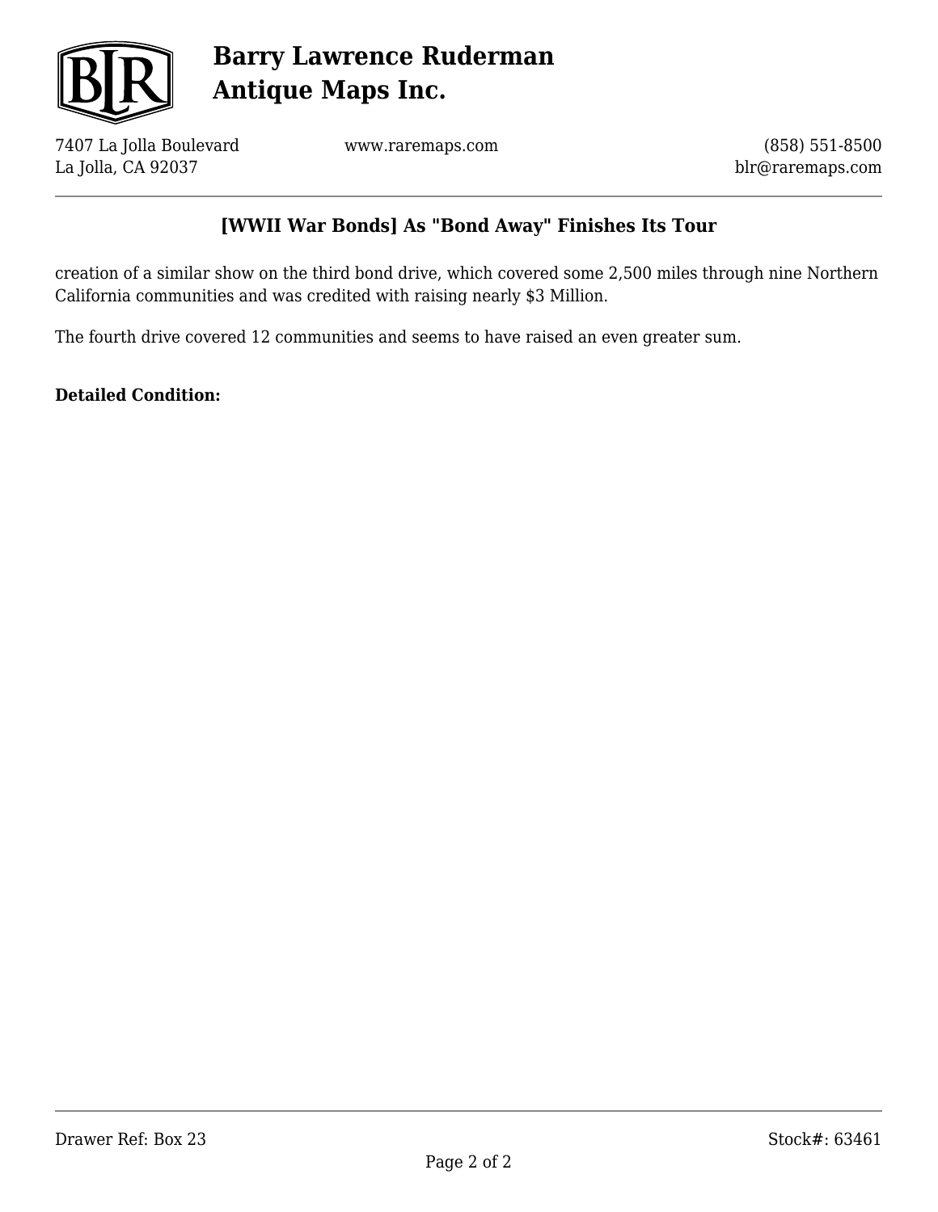creation of a similar show on the third bond drive, which covered some 2,500 miles through nine Northern California communities and was credited with raising nearly $3 Million.

The fourth drive covered 12 communities and seems to have raised an even greater sum.

**Detailed Condition:**